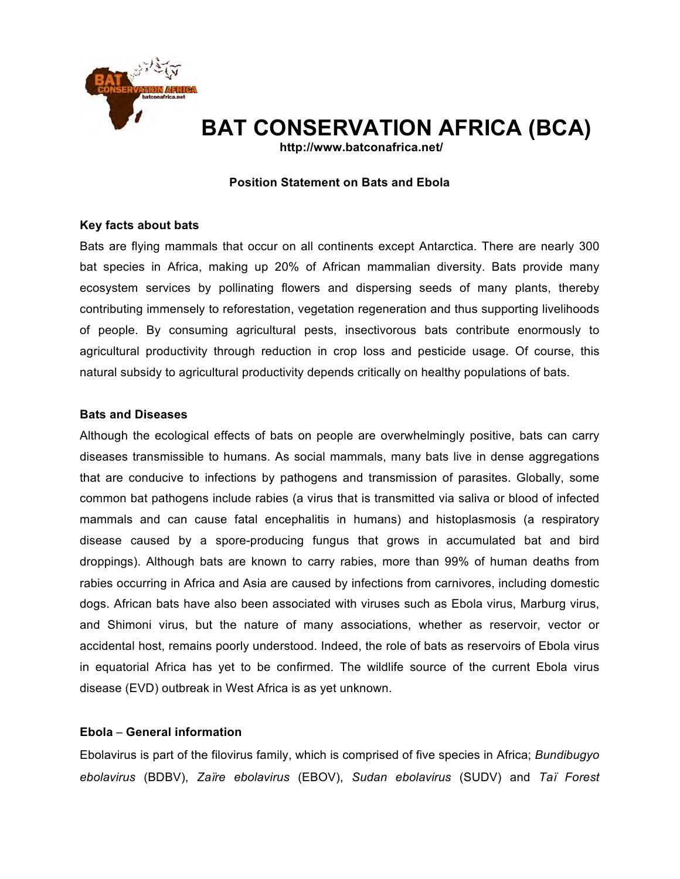# BAT CONSERVATION AFRICA (BCA)

http://www.batconafrica.net/

**Position Statement on Bats and Ebola**

### Key facts about bats

Bats are flying mammals that occur on all continents except Antarctica. There are nearly 300 bat species in Africa, making up 20% of African mammalian diversity. Bats provide many ecosystem services by pollinating flowers and dispersing seeds of many plants, thereby contributing immensely to reforestation, vegetation regeneration and thus supporting livelihoods of people. By consuming agricultural pests, insectivorous bats contribute enormously to agricultural productivity through reduction in crop loss and pesticide usage. Of course, this natural subsidy to agricultural productivity depends critically on healthy populations of bats.

### Bats and Diseases

Although the ecological effects of bats on people are overwhelmingly positive, bats can carry diseases transmissible to humans. As social mammals, many bats live in dense aggregations that are conducive to infections by pathogens and transmission of parasites. Globally, some common bat pathogens include rabies (a virus that is transmitted via saliva or blood of infected mammals and can cause fatal encephalitis in humans) and histoplasmosis (a respiratory disease caused by a spore-producing fungus that grows in accumulated bat and bird droppings). Although bats are known to carry rabies, more than 99% of human deaths from rabies occurring in Africa and Asia are caused by infections from carnivores, including domestic dogs. African bats have also been associated with viruses such as Ebola virus, Marburg virus, and Shimoni virus, but the nature of many associations, whether as reservoir, vector or accidental host, remains poorly understood. Indeed, the role of bats as reservoirs of Ebola virus in equatorial Africa has yet to be confirmed. The wildlife source of the current Ebola virus disease (EVD) outbreak in West Africa is as yet unknown.

### Ebola – General information

Ebolavirus is part of the filovirus family, which is comprised of five species in Africa; *Bundibugyo ebolavirus* (BDBV), *Zaïre ebolavirus* (EBOV), *Sudan ebolavirus* (SUDV) and *Taï Forest*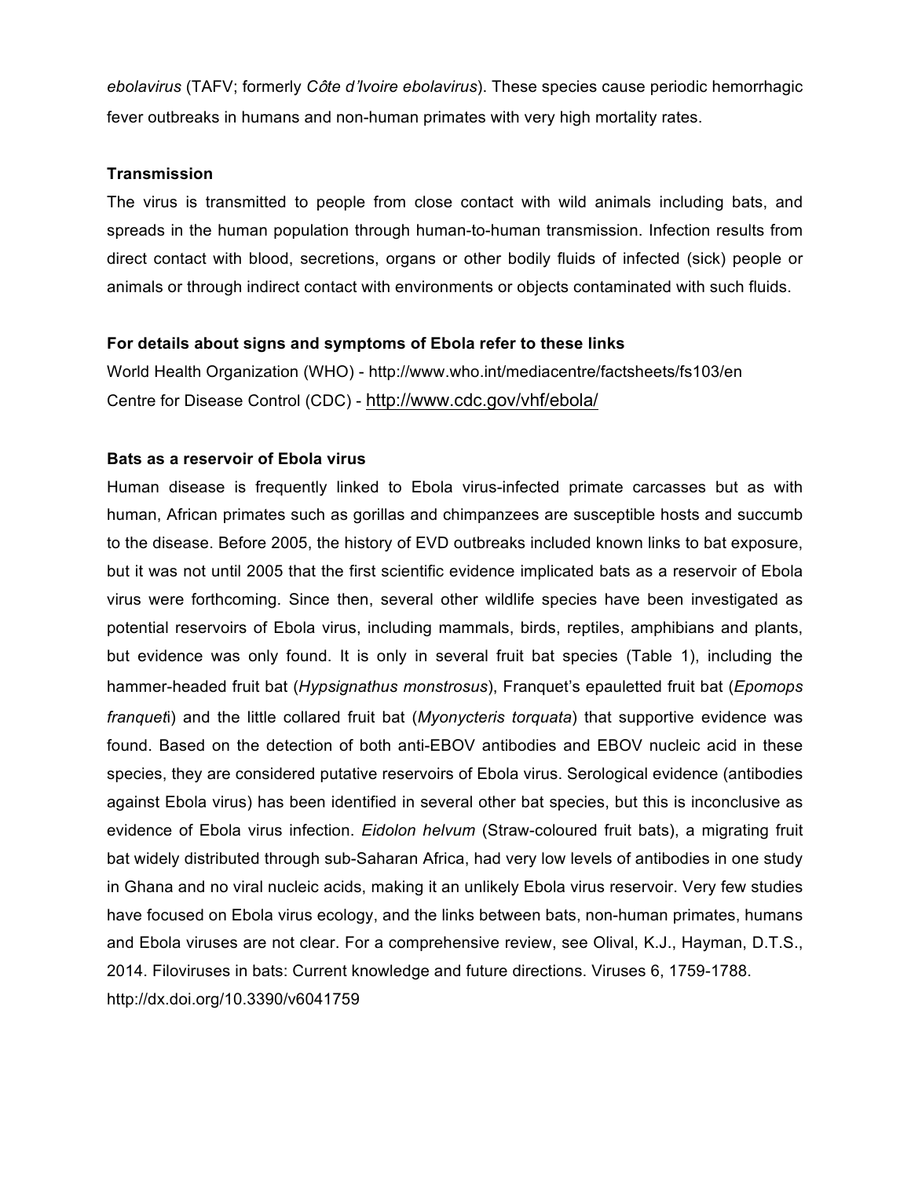*ebolavirus* (TAFV; formerly *Côte d'Ivoire ebolavirus*). These species cause periodic hemorrhagic fever outbreaks in humans and non-human primates with very high mortality rates.

**Transmission**

The virus is transmitted to people from close contact with wild animals including bats, and spreads in the human population through human-to-human transmission. Infection results from direct contact with blood, secretions, organs or other bodily fluids of infected (sick) people or animals or through indirect contact with environments or objects contaminated with such fluids.

**For details about signs and symptoms of Ebola refer to these links**

World Health Organization (WHO) - http://www.who.int/mediacentre/factsheets/fs103/en

Centre for Disease Control (CDC) - http://www.cdc.gov/vhf/ebola/

**Bats as a reservoir of Ebola virus**

Human disease is frequently linked to Ebola virus-infected primate carcasses but as with human, African primates such as gorillas and chimpanzees are susceptible hosts and succumb to the disease. Before 2005, the history of EVD outbreaks included known links to bat exposure, but it was not until 2005 that the first scientific evidence implicated bats as a reservoir of Ebola virus were forthcoming. Since then, several other wildlife species have been investigated as potential reservoirs of Ebola virus, including mammals, birds, reptiles, amphibians and plants, but evidence was only found. It is only in several fruit bat species (Table 1), including the hammer-headed fruit bat (*Hypsignathus monstrosus*), Franquet's epauletted fruit bat (*Epomops franqueti*) and the little collared fruit bat (*Myonycteris torquata*) that supportive evidence was found. Based on the detection of both anti-EBOV antibodies and EBOV nucleic acid in these species, they are considered putative reservoirs of Ebola virus. Serological evidence (antibodies against Ebola virus) has been identified in several other bat species, but this is inconclusive as evidence of Ebola virus infection. *Eidolon helvum* (Straw-coloured fruit bats), a migrating fruit bat widely distributed through sub-Saharan Africa, had very low levels of antibodies in one study in Ghana and no viral nucleic acids, making it an unlikely Ebola virus reservoir. Very few studies have focused on Ebola virus ecology, and the links between bats, non-human primates, humans and Ebola viruses are not clear. For a comprehensive review, see Olival, K.J., Hayman, D.T.S., 2014. Filoviruses in bats: Current knowledge and future directions. Viruses 6, 1759-1788. http://dx.doi.org/10.3390/v6041759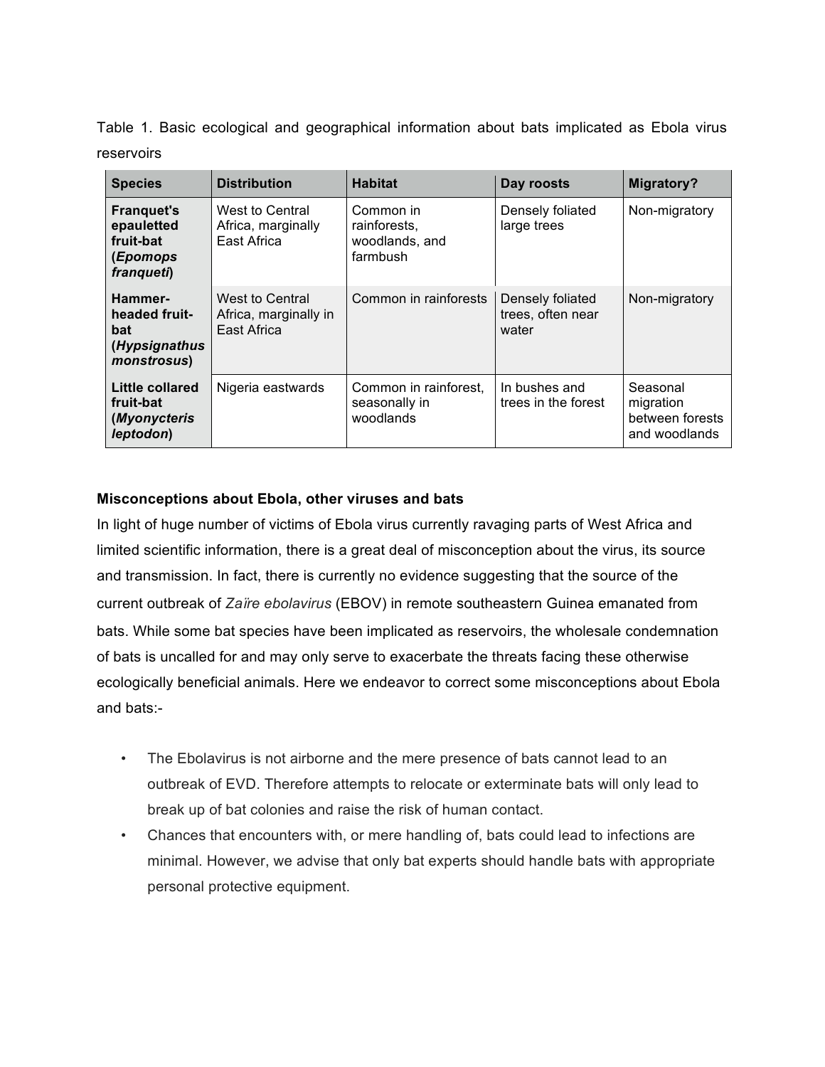Table 1. Basic ecological and geographical information about bats implicated as Ebola virus reservoirs

| Species | Distribution | Habitat | Day roosts | Migratory? |
| --- | --- | --- | --- | --- |
| **Franquet's epauletted fruit-bat (*Epomops franqueti*)** | West to Central Africa, marginally East Africa | Common in rainforests, woodlands, and farmbush | Densely foliated large trees | Non-migratory |
| **Hammer-headed fruit-bat (*Hypsignathus monstrosus*)** | West to Central Africa, marginally in East Africa | Common in rainforests | Densely foliated trees, often near water | Non-migratory |
| **Little collared fruit-bat (*Myonycteris leptodon*)** | Nigeria eastwards | Common in rainforest, seasonally in woodlands | In bushes and trees in the forest | Seasonal migration between forests and woodlands |

**Misconceptions about Ebola, other viruses and bats**

In light of huge number of victims of Ebola virus currently ravaging parts of West Africa and limited scientific information, there is a great deal of misconception about the virus, its source and transmission. In fact, there is currently no evidence suggesting that the source of the current outbreak of *Zaïre ebolavirus* (EBOV) in remote southeastern Guinea emanated from bats. While some bat species have been implicated as reservoirs, the wholesale condemnation of bats is uncalled for and may only serve to exacerbate the threats facing these otherwise ecologically beneficial animals. Here we endeavor to correct some misconceptions about Ebola and bats:-

- The Ebolavirus is not airborne and the mere presence of bats cannot lead to an outbreak of EVD. Therefore attempts to relocate or exterminate bats will only lead to break up of bat colonies and raise the risk of human contact.
- Chances that encounters with, or mere handling of, bats could lead to infections are minimal. However, we advise that only bat experts should handle bats with appropriate personal protective equipment.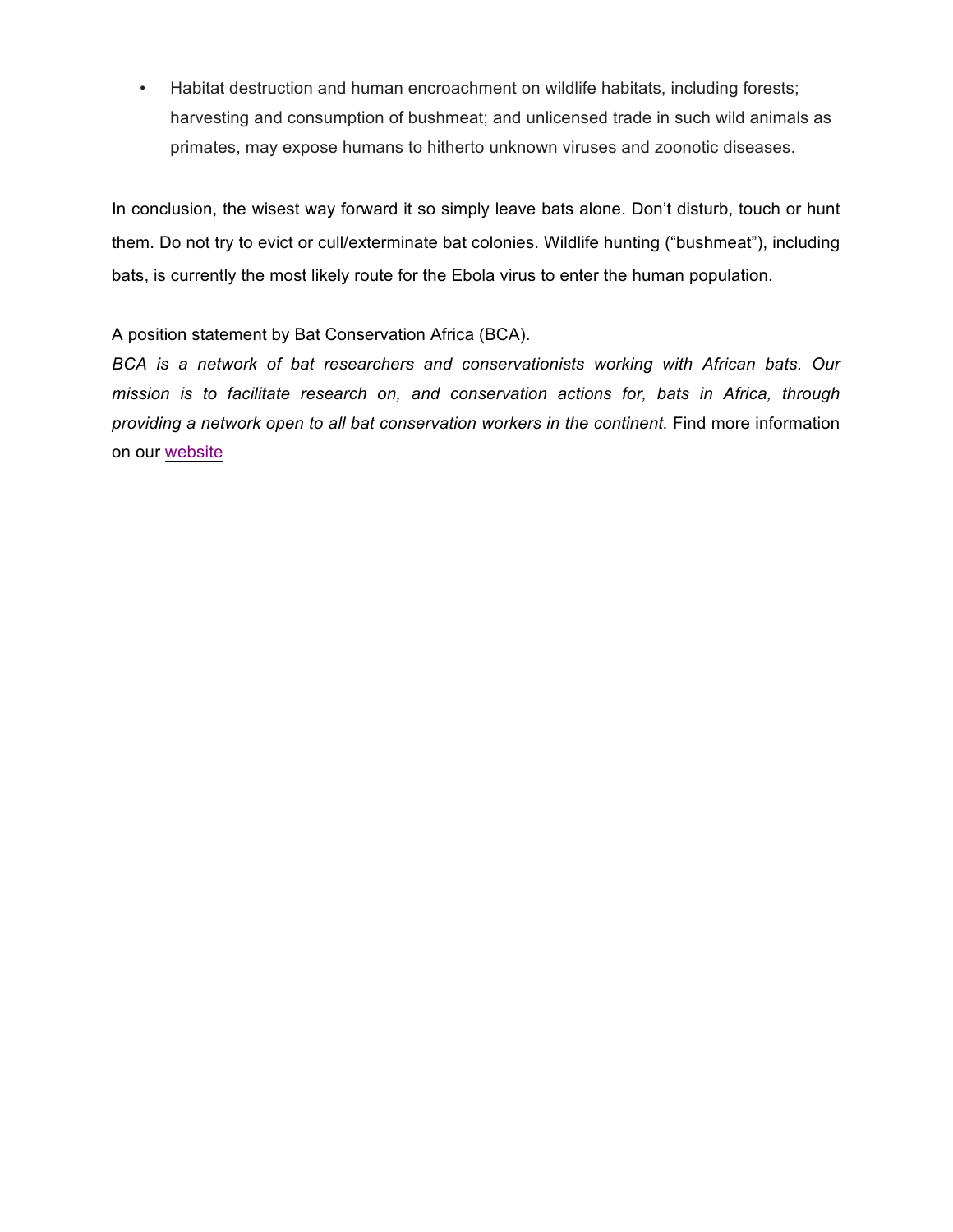- Habitat destruction and human encroachment on wildlife habitats, including forests; harvesting and consumption of bushmeat; and unlicensed trade in such wild animals as primates, may expose humans to hitherto unknown viruses and zoonotic diseases.

In conclusion, the wisest way forward it so simply leave bats alone. Don't disturb, touch or hunt them. Do not try to evict or cull/exterminate bat colonies. Wildlife hunting ("bushmeat"), including bats, is currently the most likely route for the Ebola virus to enter the human population.

A position statement by Bat Conservation Africa (BCA).

*BCA is a network of bat researchers and conservationists working with African bats. Our mission is to facilitate research on, and conservation actions for, bats in Africa, through providing a network open to all bat conservation workers in the continent.* Find more information on our website